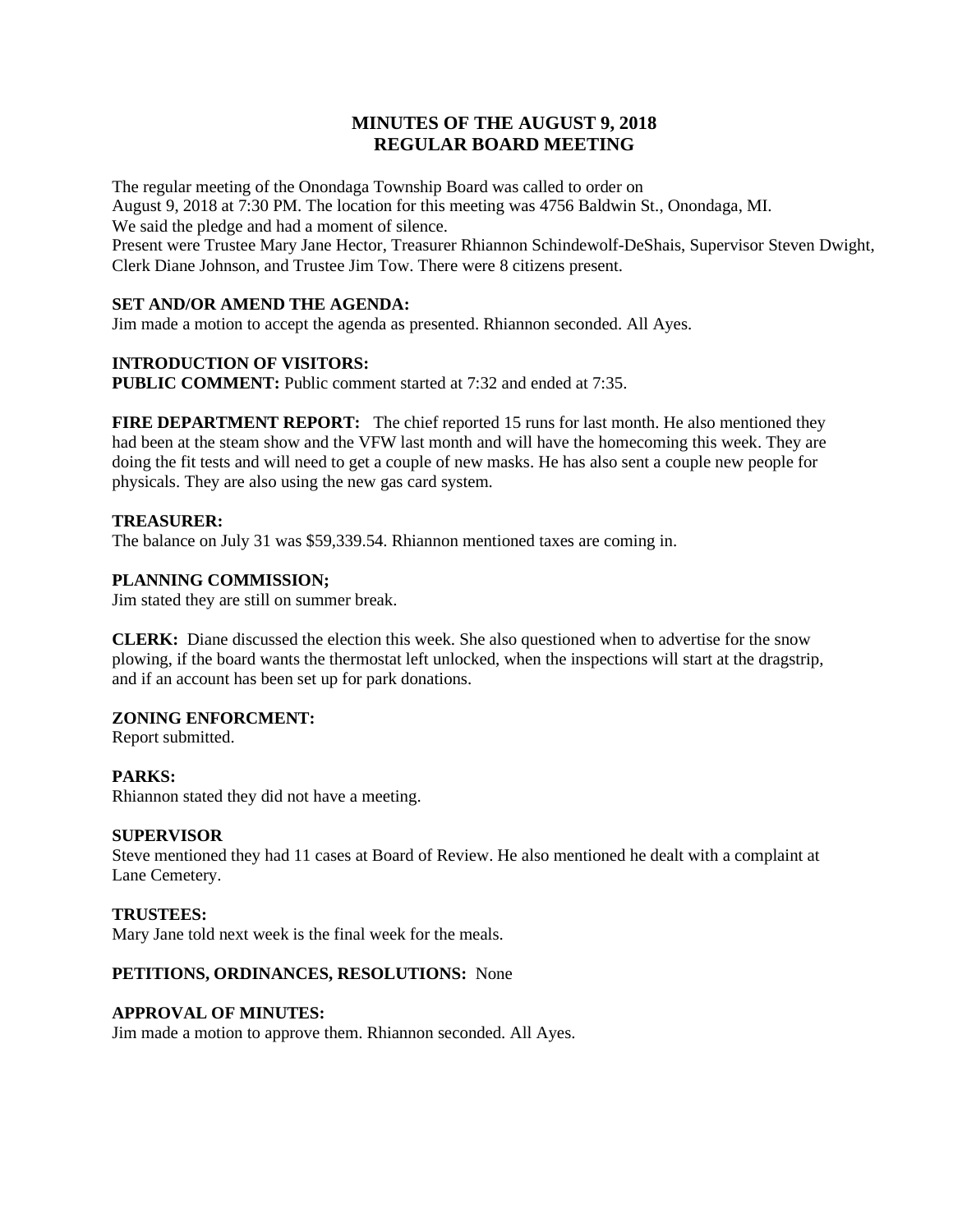# MINUTES OF THE AUGUST 9, 2018
# REGULAR BOARD MEETING

The regular meeting of the Onondaga Township Board was called to order on
August 9, 2018 at 7:30 PM. The location for this meeting was 4756 Baldwin St., Onondaga, MI.
We said the pledge and had a moment of silence.
Present were Trustee Mary Jane Hector, Treasurer Rhiannon Schindewolf-DeShais, Supervisor Steven Dwight, Clerk Diane Johnson, and Trustee Jim Tow. There were 8 citizens present.

**SET AND/OR AMEND THE AGENDA:**
Jim made a motion to accept the agenda as presented. Rhiannon seconded. All Ayes.

**INTRODUCTION OF VISITORS:**
**PUBLIC COMMENT:** Public comment started at 7:32 and ended at 7:35.

**FIRE DEPARTMENT REPORT:** The chief reported 15 runs for last month. He also mentioned they had been at the steam show and the VFW last month and will have the homecoming this week. They are doing the fit tests and will need to get a couple of new masks. He has also sent a couple new people for physicals. They are also using the new gas card system.

**TREASURER:**
The balance on July 31 was $59,339.54. Rhiannon mentioned taxes are coming in.

**PLANNING COMMISSION;**
Jim stated they are still on summer break.

**CLERK:** Diane discussed the election this week. She also questioned when to advertise for the snow plowing, if the board wants the thermostat left unlocked, when the inspections will start at the dragstrip, and if an account has been set up for park donations.

**ZONING ENFORCMENT:**
Report submitted.

**PARKS:**
Rhiannon stated they did not have a meeting.

**SUPERVISOR**
Steve mentioned they had 11 cases at Board of Review. He also mentioned he dealt with a complaint at Lane Cemetery.

**TRUSTEES:**
Mary Jane told next week is the final week for the meals.

**PETITIONS, ORDINANCES, RESOLUTIONS:** None

**APPROVAL OF MINUTES:**
Jim made a motion to approve them. Rhiannon seconded. All Ayes.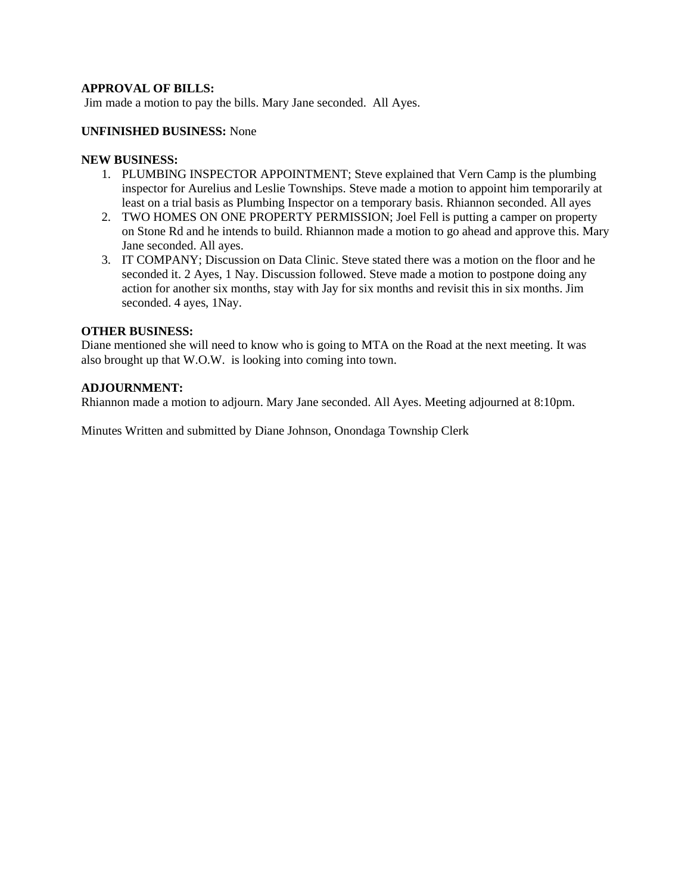**APPROVAL OF BILLS:**
Jim made a motion to pay the bills. Mary Jane seconded. All Ayes.

**UNFINISHED BUSINESS:** None

**NEW BUSINESS:**

1. PLUMBING INSPECTOR APPOINTMENT; Steve explained that Vern Camp is the plumbing inspector for Aurelius and Leslie Townships. Steve made a motion to appoint him temporarily at least on a trial basis as Plumbing Inspector on a temporary basis. Rhiannon seconded. All ayes
2. TWO HOMES ON ONE PROPERTY PERMISSION; Joel Fell is putting a camper on property on Stone Rd and he intends to build. Rhiannon made a motion to go ahead and approve this. Mary Jane seconded. All ayes.
3. IT COMPANY; Discussion on Data Clinic. Steve stated there was a motion on the floor and he seconded it. 2 Ayes, 1 Nay. Discussion followed. Steve made a motion to postpone doing any action for another six months, stay with Jay for six months and revisit this in six months. Jim seconded. 4 ayes, 1Nay.

**OTHER BUSINESS:**
Diane mentioned she will need to know who is going to MTA on the Road at the next meeting. It was also brought up that W.O.W. is looking into coming into town.

**ADJOURNMENT:**
Rhiannon made a motion to adjourn. Mary Jane seconded. All Ayes. Meeting adjourned at 8:10pm.

Minutes Written and submitted by Diane Johnson, Onondaga Township Clerk